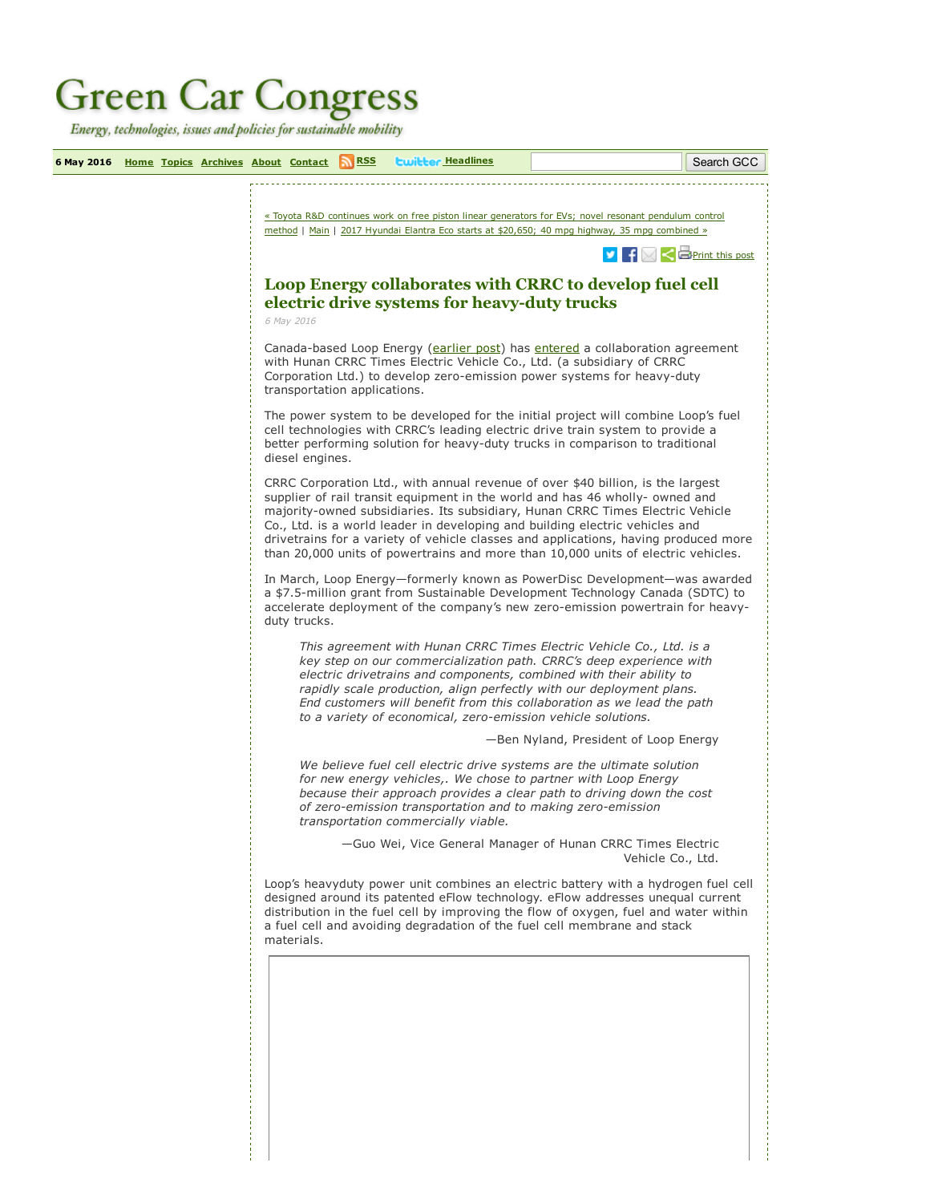# Green Car Congress

*Energy, technologies, issues and policies for sustainable mobility*

6 May 2016 Home Topics Archives About Contact RSS Headlines

« Toyota R&D continues work on free piston linear generators for EVs; novel resonant pendulum control method | Main | 2017 Hyundai Elantra Eco starts at $20,650; 40 mpg highway, 35 mpg combined »

Print this post

## Loop Energy collaborates with CRRC to develop fuel cell electric drive systems for heavy-duty trucks

*6 May 2016*

Canada-based Loop Energy (earlier post) has entered a collaboration agreement with Hunan CRRC Times Electric Vehicle Co., Ltd. (a subsidiary of CRRC Corporation Ltd.) to develop zero-emission power systems for heavy-duty transportation applications.

The power system to be developed for the initial project will combine Loop's fuel cell technologies with CRRC's leading electric drive train system to provide a better performing solution for heavy-duty trucks in comparison to traditional diesel engines.

CRRC Corporation Ltd., with annual revenue of over $40 billion, is the largest supplier of rail transit equipment in the world and has 46 wholly- owned and majority-owned subsidiaries. Its subsidiary, Hunan CRRC Times Electric Vehicle Co., Ltd. is a world leader in developing and building electric vehicles and drivetrains for a variety of vehicle classes and applications, having produced more than 20,000 units of powertrains and more than 10,000 units of electric vehicles.

In March, Loop Energy—formerly known as PowerDisc Development—was awarded a $7.5-million grant from Sustainable Development Technology Canada (SDTC) to accelerate deployment of the company's new zero-emission powertrain for heavy-duty trucks.

> *This agreement with Hunan CRRC Times Electric Vehicle Co., Ltd. is a key step on our commercialization path. CRRC's deep experience with electric drivetrains and components, combined with their ability to rapidly scale production, align perfectly with our deployment plans. End customers will benefit from this collaboration as we lead the path to a variety of economical, zero-emission vehicle solutions.*
>
> —Ben Nyland, President of Loop Energy

> *We believe fuel cell electric drive systems are the ultimate solution for new energy vehicles,. We chose to partner with Loop Energy because their approach provides a clear path to driving down the cost of zero-emission transportation and to making zero-emission transportation commercially viable.*
>
> —Guo Wei, Vice General Manager of Hunan CRRC Times Electric Vehicle Co., Ltd.

Loop's heavyduty power unit combines an electric battery with a hydrogen fuel cell designed around its patented eFlow technology. eFlow addresses unequal current distribution in the fuel cell by improving the flow of oxygen, fuel and water within a fuel cell and avoiding degradation of the fuel cell membrane and stack materials.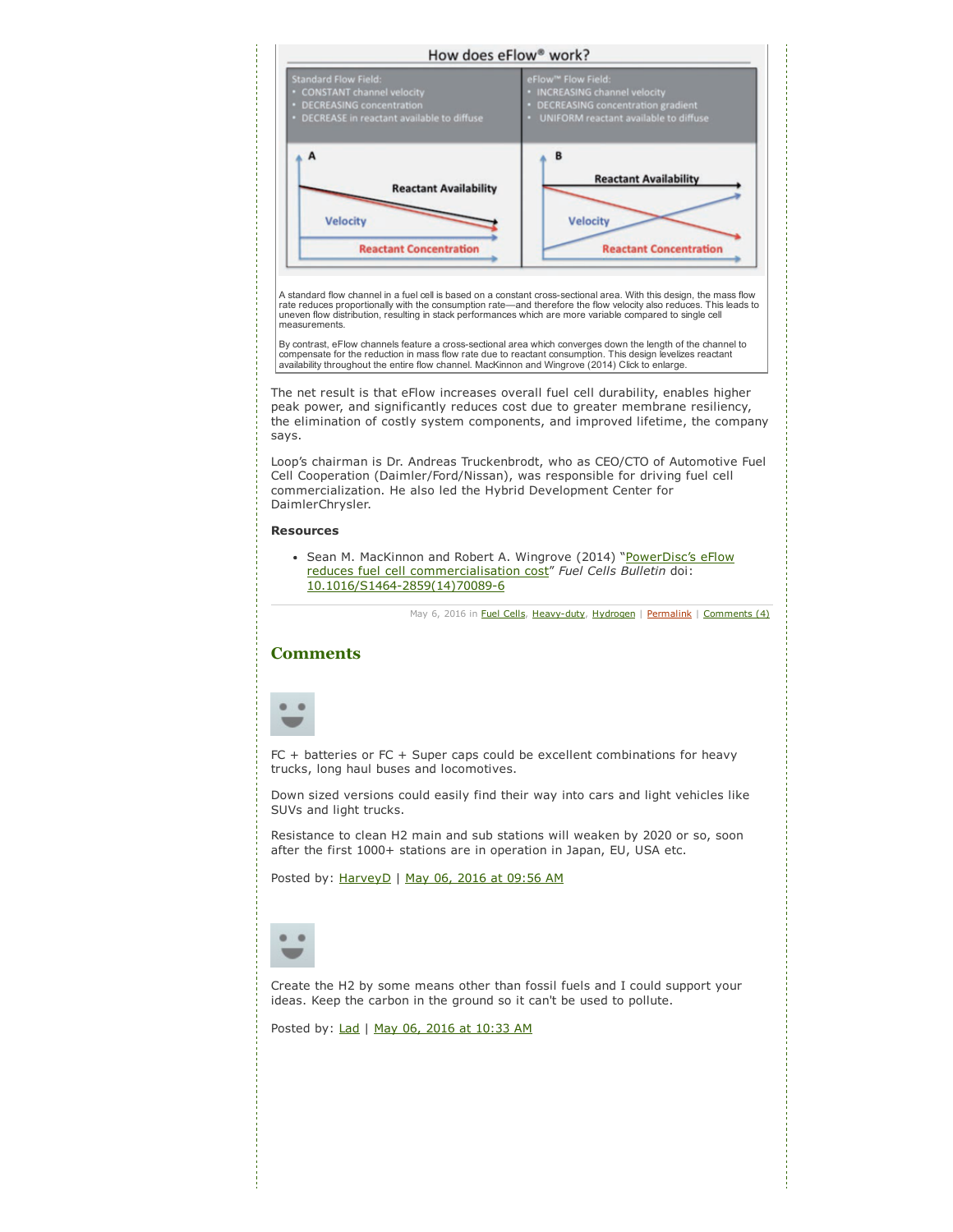How does eFlow® work?

Standard Flow Field:
- CONSTANT channel velocity
- DECREASING concentration
- DECREASE in reactant available to diffuse

eFlow™ Flow Field:
- INCREASING channel velocity
- DECREASING concentration gradient
- UNIFORM reactant available to diffuse

A: Reactant Availability, Velocity, Reactant Concentration

B: Reactant Availability, Velocity, Reactant Concentration

A standard flow channel in a fuel cell is based on a constant cross-sectional area. With this design, the mass flow rate reduces proportionally with the consumption rate—and therefore the flow velocity also reduces. This leads to uneven flow distribution, resulting in stack performances which are more variable compared to single cell measurements.

By contrast, eFlow channels feature a cross-sectional area which converges down the length of the channel to compensate for the reduction in mass flow rate due to reactant consumption. This design levelizes reactant availability throughout the entire flow channel. MacKinnon and Wingrove (2014) Click to enlarge.

The net result is that eFlow increases overall fuel cell durability, enables higher peak power, and significantly reduces cost due to greater membrane resiliency, the elimination of costly system components, and improved lifetime, the company says.

Loop's chairman is Dr. Andreas Truckenbrodt, who as CEO/CTO of Automotive Fuel Cell Cooperation (Daimler/Ford/Nissan), was responsible for driving fuel cell commercialization. He also led the Hybrid Development Center for DaimlerChrysler.

**Resources**

- Sean M. MacKinnon and Robert A. Wingrove (2014) "PowerDisc's eFlow reduces fuel cell commercialisation cost" *Fuel Cells Bulletin* doi: 10.1016/S1464-2859(14)70089-6

May 6, 2016 in Fuel Cells, Heavy-duty, Hydrogen | Permalink | Comments (4)

## Comments

FC + batteries or FC + Super caps could be excellent combinations for heavy trucks, long haul buses and locomotives.

Down sized versions could easily find their way into cars and light vehicles like SUVs and light trucks.

Resistance to clean H2 main and sub stations will weaken by 2020 or so, soon after the first 1000+ stations are in operation in Japan, EU, USA etc.

Posted by: HarveyD | May 06, 2016 at 09:56 AM

Create the H2 by some means other than fossil fuels and I could support your ideas. Keep the carbon in the ground so it can't be used to pollute.

Posted by: Lad | May 06, 2016 at 10:33 AM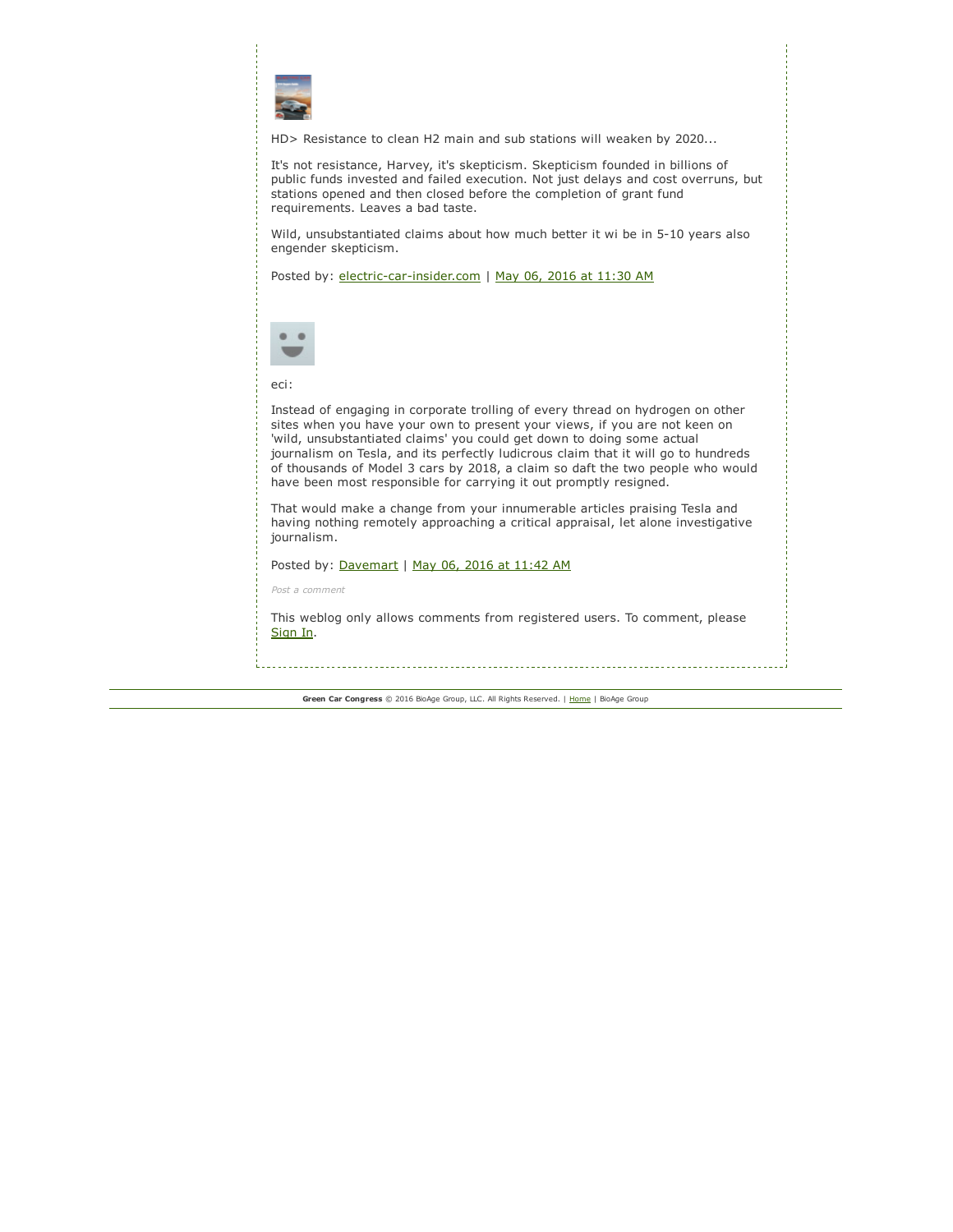HD> Resistance to clean H2 main and sub stations will weaken by 2020...

It's not resistance, Harvey, it's skepticism. Skepticism founded in billions of public funds invested and failed execution. Not just delays and cost overruns, but stations opened and then closed before the completion of grant fund requirements. Leaves a bad taste.

Wild, unsubstantiated claims about how much better it wi be in 5-10 years also engender skepticism.

Posted by: electric-car-insider.com | May 06, 2016 at 11:30 AM

eci:

Instead of engaging in corporate trolling of every thread on hydrogen on other sites when you have your own to present your views, if you are not keen on 'wild, unsubstantiated claims' you could get down to doing some actual journalism on Tesla, and its perfectly ludicrous claim that it will go to hundreds of thousands of Model 3 cars by 2018, a claim so daft the two people who would have been most responsible for carrying it out promptly resigned.

That would make a change from your innumerable articles praising Tesla and having nothing remotely approaching a critical appraisal, let alone investigative journalism.

Posted by: Davemart | May 06, 2016 at 11:42 AM

*Post a comment*

This weblog only allows comments from registered users. To comment, please Sign In.

**Green Car Congress** © 2016 BioAge Group, LLC. All Rights Reserved. | Home | BioAge Group